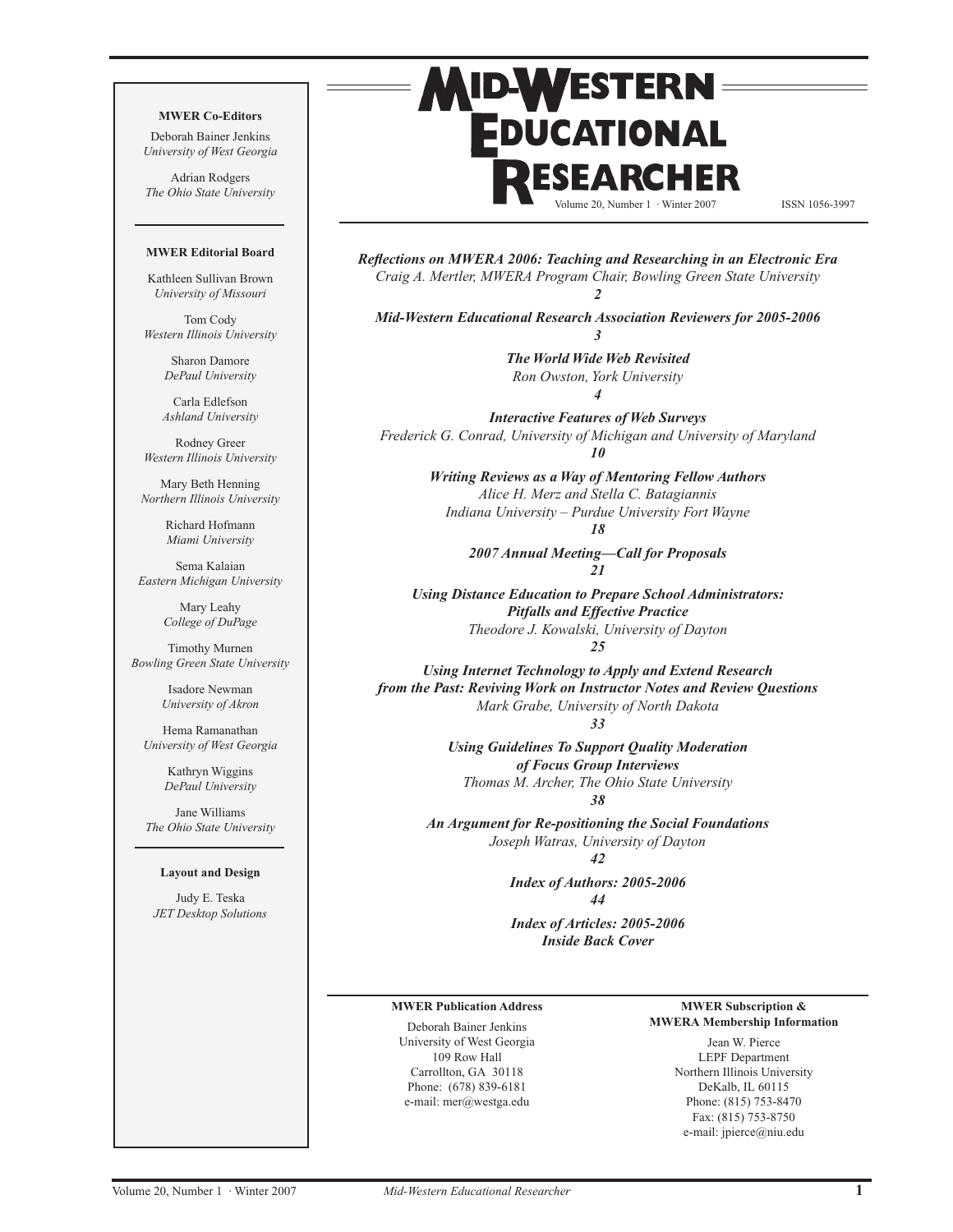# Mid-Western Educational Researcher

Volume 20, Number 1 · Winter 2007

ISSN 1056-3997

**MWER Co-Editors**

Deborah Bainer Jenkins
*University of West Georgia*

Adrian Rodgers
*The Ohio State University*

**MWER Editorial Board**

Kathleen Sullivan Brown
*University of Missouri*

Tom Cody
*Western Illinois University*

Sharon Damore
*DePaul University*

Carla Edlefson
*Ashland University*

Rodney Greer
*Western Illinois University*

Mary Beth Henning
*Northern Illinois University*

Richard Hofmann
*Miami University*

Sema Kalaian
*Eastern Michigan University*

Mary Leahy
*College of DuPage*

Timothy Murnen
*Bowling Green State University*

Isadore Newman
*University of Akron*

Hema Ramanathan
*University of West Georgia*

Kathryn Wiggins
*DePaul University*

Jane Williams
*The Ohio State University*

**Layout and Design**

Judy E. Teska
*JET Desktop Solutions*

***Reflections on MWERA 2006: Teaching and Researching in an Electronic Era***
*Craig A. Mertler, MWERA Program Chair, Bowling Green State University*
***2***

***Mid-Western Educational Research Association Reviewers for 2005-2006***
***3***

***The World Wide Web Revisited***
*Ron Owston, York University*
***4***

***Interactive Features of Web Surveys***
*Frederick G. Conrad, University of Michigan and University of Maryland*
***10***

***Writing Reviews as a Way of Mentoring Fellow Authors***
*Alice H. Merz and Stella C. Batagiannis*
*Indiana University – Purdue University Fort Wayne*
***18***

***2007 Annual Meeting—Call for Proposals***
***21***

***Using Distance Education to Prepare School Administrators: Pitfalls and Effective Practice***
*Theodore J. Kowalski, University of Dayton*
***25***

***Using Internet Technology to Apply and Extend Research from the Past: Reviving Work on Instructor Notes and Review Questions***
*Mark Grabe, University of North Dakota*
***33***

***Using Guidelines To Support Quality Moderation of Focus Group Interviews***
*Thomas M. Archer, The Ohio State University*
***38***

***An Argument for Re-positioning the Social Foundations***
*Joseph Watras, University of Dayton*
***42***

***Index of Authors: 2005-2006***
***44***

***Index of Articles: 2005-2006***
***Inside Back Cover***

**MWER Publication Address**

Deborah Bainer Jenkins
University of West Georgia
109 Row Hall
Carrollton, GA 30118
Phone: (678) 839-6181
e-mail: mer@westga.edu

**MWER Subscription & MWERA Membership Information**

Jean W. Pierce
LEPF Department
Northern Illinois University
DeKalb, IL 60115
Phone: (815) 753-8470
Fax: (815) 753-8750
e-mail: jpierce@niu.edu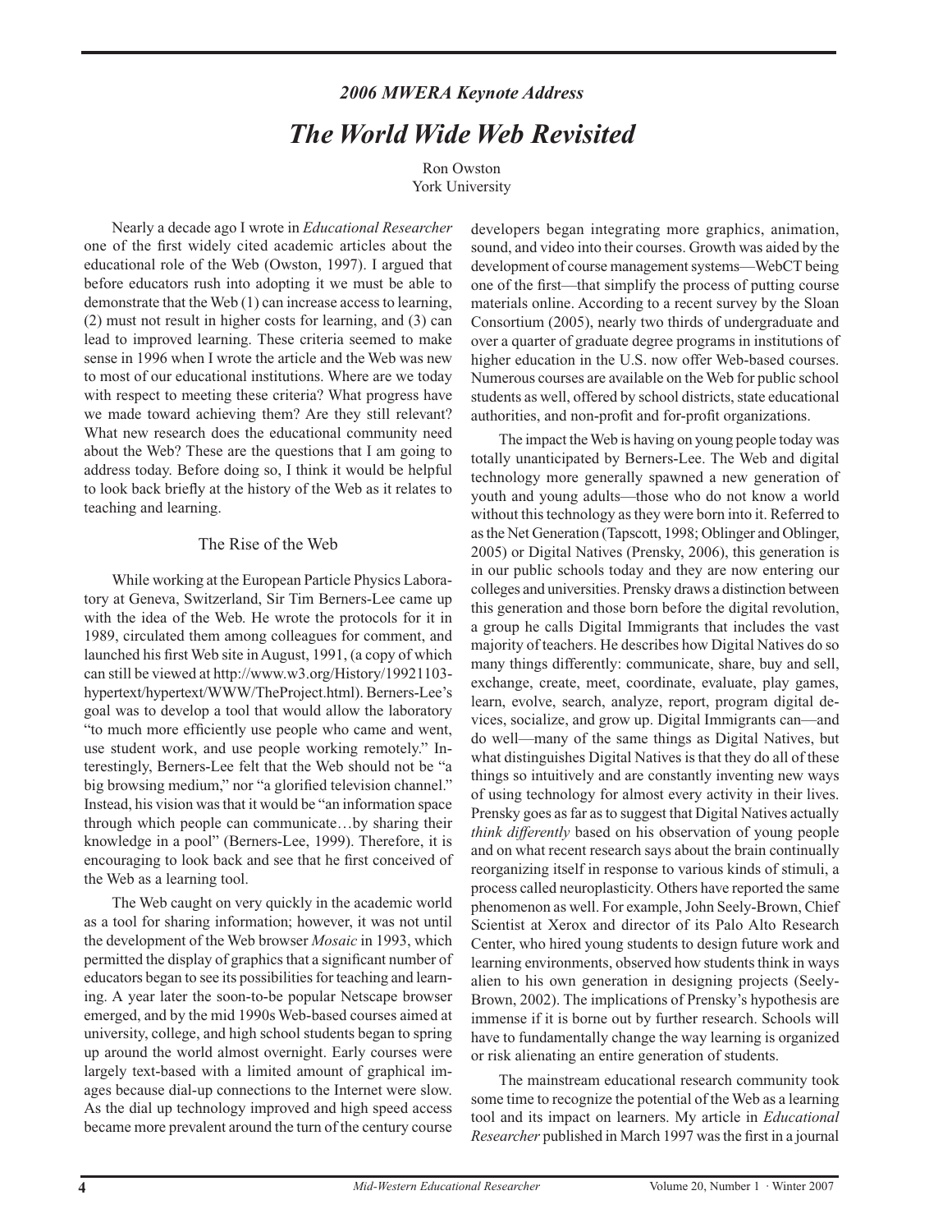*2006 MWERA Keynote Address*

# *The World Wide Web Revisited*

Ron Owston
York University

Nearly a decade ago I wrote in *Educational Researcher* one of the first widely cited academic articles about the educational role of the Web (Owston, 1997). I argued that before educators rush into adopting it we must be able to demonstrate that the Web (1) can increase access to learning, (2) must not result in higher costs for learning, and (3) can lead to improved learning. These criteria seemed to make sense in 1996 when I wrote the article and the Web was new to most of our educational institutions. Where are we today with respect to meeting these criteria? What progress have we made toward achieving them? Are they still relevant? What new research does the educational community need about the Web? These are the questions that I am going to address today. Before doing so, I think it would be helpful to look back briefly at the history of the Web as it relates to teaching and learning.

## The Rise of the Web

While working at the European Particle Physics Laboratory at Geneva, Switzerland, Sir Tim Berners-Lee came up with the idea of the Web. He wrote the protocols for it in 1989, circulated them among colleagues for comment, and launched his first Web site in August, 1991, (a copy of which can still be viewed at http://www.w3.org/History/19921103-hypertext/hypertext/WWW/TheProject.html). Berners-Lee's goal was to develop a tool that would allow the laboratory "to much more efficiently use people who came and went, use student work, and use people working remotely." Interestingly, Berners-Lee felt that the Web should not be "a big browsing medium," nor "a glorified television channel." Instead, his vision was that it would be "an information space through which people can communicate…by sharing their knowledge in a pool" (Berners-Lee, 1999). Therefore, it is encouraging to look back and see that he first conceived of the Web as a learning tool.

The Web caught on very quickly in the academic world as a tool for sharing information; however, it was not until the development of the Web browser *Mosaic* in 1993, which permitted the display of graphics that a significant number of educators began to see its possibilities for teaching and learning. A year later the soon-to-be popular Netscape browser emerged, and by the mid 1990s Web-based courses aimed at university, college, and high school students began to spring up around the world almost overnight. Early courses were largely text-based with a limited amount of graphical images because dial-up connections to the Internet were slow. As the dial up technology improved and high speed access became more prevalent around the turn of the century course developers began integrating more graphics, animation, sound, and video into their courses. Growth was aided by the development of course management systems—WebCT being one of the first—that simplify the process of putting course materials online. According to a recent survey by the Sloan Consortium (2005), nearly two thirds of undergraduate and over a quarter of graduate degree programs in institutions of higher education in the U.S. now offer Web-based courses. Numerous courses are available on the Web for public school students as well, offered by school districts, state educational authorities, and non-profit and for-profit organizations.

The impact the Web is having on young people today was totally unanticipated by Berners-Lee. The Web and digital technology more generally spawned a new generation of youth and young adults—those who do not know a world without this technology as they were born into it. Referred to as the Net Generation (Tapscott, 1998; Oblinger and Oblinger, 2005) or Digital Natives (Prensky, 2006), this generation is in our public schools today and they are now entering our colleges and universities. Prensky draws a distinction between this generation and those born before the digital revolution, a group he calls Digital Immigrants that includes the vast majority of teachers. He describes how Digital Natives do so many things differently: communicate, share, buy and sell, exchange, create, meet, coordinate, evaluate, play games, learn, evolve, search, analyze, report, program digital devices, socialize, and grow up. Digital Immigrants can—and do well—many of the same things as Digital Natives, but what distinguishes Digital Natives is that they do all of these things so intuitively and are constantly inventing new ways of using technology for almost every activity in their lives. Prensky goes as far as to suggest that Digital Natives actually *think differently* based on his observation of young people and on what recent research says about the brain continually reorganizing itself in response to various kinds of stimuli, a process called neuroplasticity. Others have reported the same phenomenon as well. For example, John Seely-Brown, Chief Scientist at Xerox and director of its Palo Alto Research Center, who hired young students to design future work and learning environments, observed how students think in ways alien to his own generation in designing projects (Seely-Brown, 2002). The implications of Prensky's hypothesis are immense if it is borne out by further research. Schools will have to fundamentally change the way learning is organized or risk alienating an entire generation of students.

The mainstream educational research community took some time to recognize the potential of the Web as a learning tool and its impact on learners. My article in *Educational Researcher* published in March 1997 was the first in a journal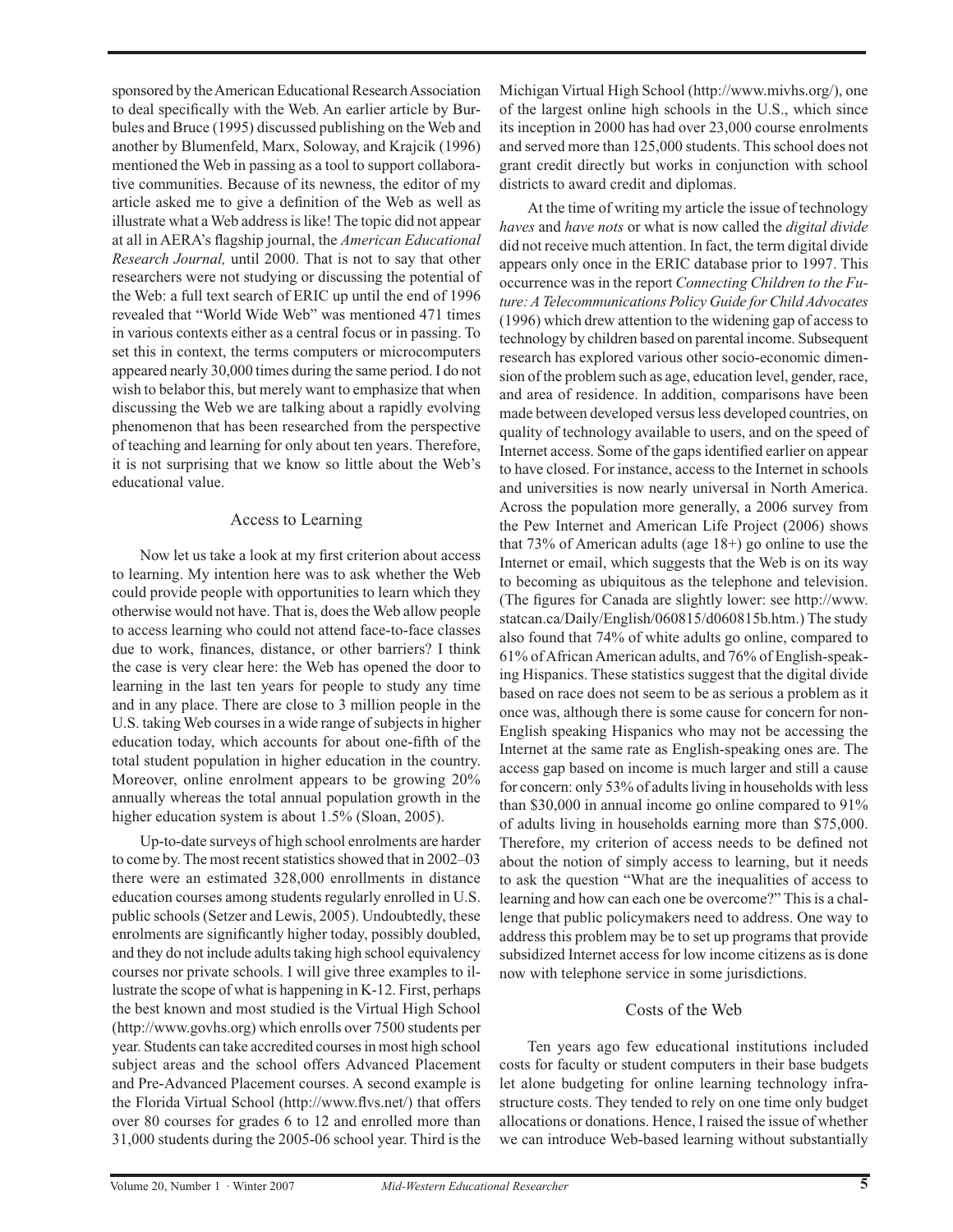sponsored by the American Educational Research Association to deal specifically with the Web. An earlier article by Burbules and Bruce (1995) discussed publishing on the Web and another by Blumenfeld, Marx, Soloway, and Krajcik (1996) mentioned the Web in passing as a tool to support collaborative communities. Because of its newness, the editor of my article asked me to give a definition of the Web as well as illustrate what a Web address is like! The topic did not appear at all in AERA's flagship journal, the *American Educational Research Journal,* until 2000. That is not to say that other researchers were not studying or discussing the potential of the Web: a full text search of ERIC up until the end of 1996 revealed that "World Wide Web" was mentioned 471 times in various contexts either as a central focus or in passing. To set this in context, the terms computers or microcomputers appeared nearly 30,000 times during the same period. I do not wish to belabor this, but merely want to emphasize that when discussing the Web we are talking about a rapidly evolving phenomenon that has been researched from the perspective of teaching and learning for only about ten years. Therefore, it is not surprising that we know so little about the Web's educational value.

## Access to Learning

Now let us take a look at my first criterion about access to learning. My intention here was to ask whether the Web could provide people with opportunities to learn which they otherwise would not have. That is, does the Web allow people to access learning who could not attend face-to-face classes due to work, finances, distance, or other barriers? I think the case is very clear here: the Web has opened the door to learning in the last ten years for people to study any time and in any place. There are close to 3 million people in the U.S. taking Web courses in a wide range of subjects in higher education today, which accounts for about one-fifth of the total student population in higher education in the country. Moreover, online enrolment appears to be growing 20% annually whereas the total annual population growth in the higher education system is about 1.5% (Sloan, 2005).

Up-to-date surveys of high school enrolments are harder to come by. The most recent statistics showed that in 2002–03 there were an estimated 328,000 enrollments in distance education courses among students regularly enrolled in U.S. public schools (Setzer and Lewis, 2005). Undoubtedly, these enrolments are significantly higher today, possibly doubled, and they do not include adults taking high school equivalency courses nor private schools. I will give three examples to illustrate the scope of what is happening in K-12. First, perhaps the best known and most studied is the Virtual High School (http://www.govhs.org) which enrolls over 7500 students per year. Students can take accredited courses in most high school subject areas and the school offers Advanced Placement and Pre-Advanced Placement courses. A second example is the Florida Virtual School (http://www.flvs.net/) that offers over 80 courses for grades 6 to 12 and enrolled more than 31,000 students during the 2005-06 school year. Third is the Michigan Virtual High School (http://www.mivhs.org/), one of the largest online high schools in the U.S., which since its inception in 2000 has had over 23,000 course enrolments and served more than 125,000 students. This school does not grant credit directly but works in conjunction with school districts to award credit and diplomas.

At the time of writing my article the issue of technology *haves* and *have nots* or what is now called the *digital divide* did not receive much attention. In fact, the term digital divide appears only once in the ERIC database prior to 1997. This occurrence was in the report *Connecting Children to the Future: A Telecommunications Policy Guide for Child Advocates* (1996) which drew attention to the widening gap of access to technology by children based on parental income. Subsequent research has explored various other socio-economic dimension of the problem such as age, education level, gender, race, and area of residence. In addition, comparisons have been made between developed versus less developed countries, on quality of technology available to users, and on the speed of Internet access. Some of the gaps identified earlier on appear to have closed. For instance, access to the Internet in schools and universities is now nearly universal in North America. Across the population more generally, a 2006 survey from the Pew Internet and American Life Project (2006) shows that 73% of American adults (age 18+) go online to use the Internet or email, which suggests that the Web is on its way to becoming as ubiquitous as the telephone and television. (The figures for Canada are slightly lower: see http://www.statcan.ca/Daily/English/060815/d060815b.htm.) The study also found that 74% of white adults go online, compared to 61% of African American adults, and 76% of English-speaking Hispanics. These statistics suggest that the digital divide based on race does not seem to be as serious a problem as it once was, although there is some cause for concern for non-English speaking Hispanics who may not be accessing the Internet at the same rate as English-speaking ones are. The access gap based on income is much larger and still a cause for concern: only 53% of adults living in households with less than $30,000 in annual income go online compared to 91% of adults living in households earning more than $75,000. Therefore, my criterion of access needs to be defined not about the notion of simply access to learning, but it needs to ask the question "What are the inequalities of access to learning and how can each one be overcome?" This is a challenge that public policymakers need to address. One way to address this problem may be to set up programs that provide subsidized Internet access for low income citizens as is done now with telephone service in some jurisdictions.

## Costs of the Web

Ten years ago few educational institutions included costs for faculty or student computers in their base budgets let alone budgeting for online learning technology infrastructure costs. They tended to rely on one time only budget allocations or donations. Hence, I raised the issue of whether we can introduce Web-based learning without substantially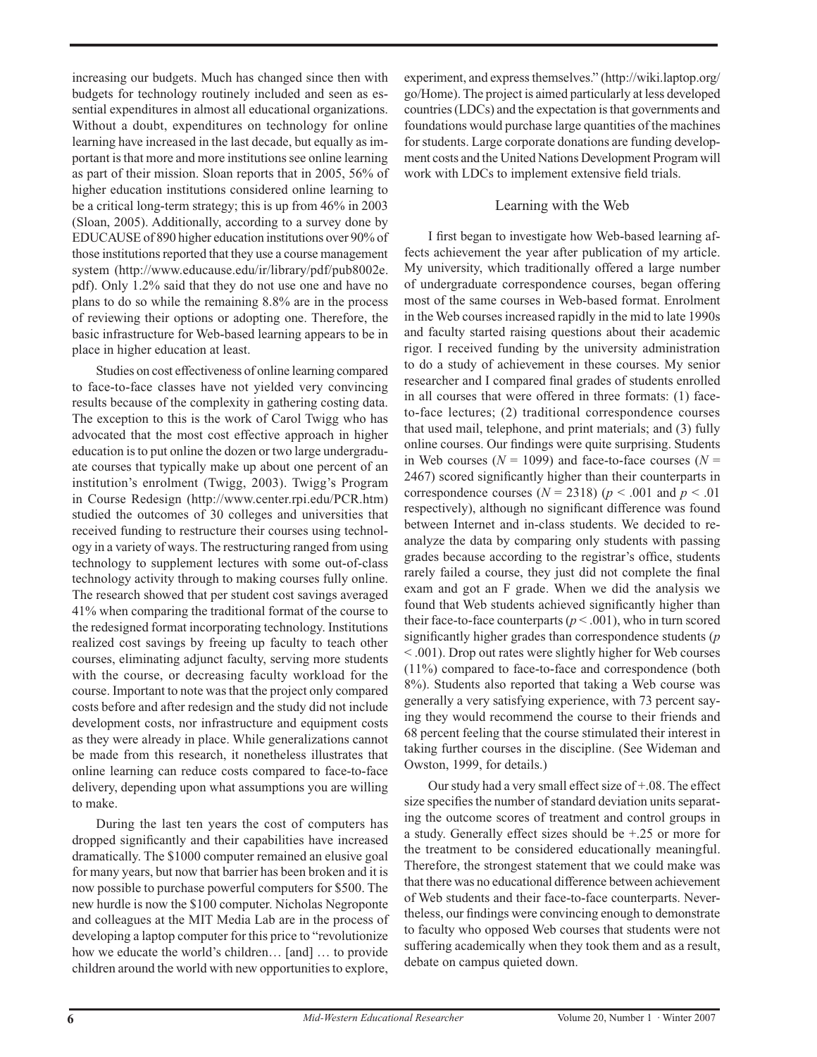increasing our budgets. Much has changed since then with budgets for technology routinely included and seen as essential expenditures in almost all educational organizations. Without a doubt, expenditures on technology for online learning have increased in the last decade, but equally as important is that more and more institutions see online learning as part of their mission. Sloan reports that in 2005, 56% of higher education institutions considered online learning to be a critical long-term strategy; this is up from 46% in 2003 (Sloan, 2005). Additionally, according to a survey done by EDUCAUSE of 890 higher education institutions over 90% of those institutions reported that they use a course management system (http://www.educause.edu/ir/library/pdf/pub8002e.pdf). Only 1.2% said that they do not use one and have no plans to do so while the remaining 8.8% are in the process of reviewing their options or adopting one. Therefore, the basic infrastructure for Web-based learning appears to be in place in higher education at least.

Studies on cost effectiveness of online learning compared to face-to-face classes have not yielded very convincing results because of the complexity in gathering costing data. The exception to this is the work of Carol Twigg who has advocated that the most cost effective approach in higher education is to put online the dozen or two large undergraduate courses that typically make up about one percent of an institution's enrolment (Twigg, 2003). Twigg's Program in Course Redesign (http://www.center.rpi.edu/PCR.htm) studied the outcomes of 30 colleges and universities that received funding to restructure their courses using technology in a variety of ways. The restructuring ranged from using technology to supplement lectures with some out-of-class technology activity through to making courses fully online. The research showed that per student cost savings averaged 41% when comparing the traditional format of the course to the redesigned format incorporating technology. Institutions realized cost savings by freeing up faculty to teach other courses, eliminating adjunct faculty, serving more students with the course, or decreasing faculty workload for the course. Important to note was that the project only compared costs before and after redesign and the study did not include development costs, nor infrastructure and equipment costs as they were already in place. While generalizations cannot be made from this research, it nonetheless illustrates that online learning can reduce costs compared to face-to-face delivery, depending upon what assumptions you are willing to make.

During the last ten years the cost of computers has dropped significantly and their capabilities have increased dramatically. The $1000 computer remained an elusive goal for many years, but now that barrier has been broken and it is now possible to purchase powerful computers for $500. The new hurdle is now the $100 computer. Nicholas Negroponte and colleagues at the MIT Media Lab are in the process of developing a laptop computer for this price to "revolutionize how we educate the world's children… [and] … to provide children around the world with new opportunities to explore, experiment, and express themselves." (http://wiki.laptop.org/go/Home). The project is aimed particularly at less developed countries (LDCs) and the expectation is that governments and foundations would purchase large quantities of the machines for students. Large corporate donations are funding development costs and the United Nations Development Program will work with LDCs to implement extensive field trials.

## Learning with the Web

I first began to investigate how Web-based learning affects achievement the year after publication of my article. My university, which traditionally offered a large number of undergraduate correspondence courses, began offering most of the same courses in Web-based format. Enrolment in the Web courses increased rapidly in the mid to late 1990s and faculty started raising questions about their academic rigor. I received funding by the university administration to do a study of achievement in these courses. My senior researcher and I compared final grades of students enrolled in all courses that were offered in three formats: (1) face-to-face lectures; (2) traditional correspondence courses that used mail, telephone, and print materials; and (3) fully online courses. Our findings were quite surprising. Students in Web courses ($N = 1099$) and face-to-face courses ($N = 2467$) scored significantly higher than their counterparts in correspondence courses ($N = 2318$) ($p < .001$ and $p < .01$ respectively), although no significant difference was found between Internet and in-class students. We decided to reanalyze the data by comparing only students with passing grades because according to the registrar's office, students rarely failed a course, they just did not complete the final exam and got an F grade. When we did the analysis we found that Web students achieved significantly higher than their face-to-face counterparts ($p < .001$), who in turn scored significantly higher grades than correspondence students ($p < .001$). Drop out rates were slightly higher for Web courses (11%) compared to face-to-face and correspondence (both 8%). Students also reported that taking a Web course was generally a very satisfying experience, with 73 percent saying they would recommend the course to their friends and 68 percent feeling that the course stimulated their interest in taking further courses in the discipline. (See Wideman and Owston, 1999, for details.)

Our study had a very small effect size of +.08. The effect size specifies the number of standard deviation units separating the outcome scores of treatment and control groups in a study. Generally effect sizes should be +.25 or more for the treatment to be considered educationally meaningful. Therefore, the strongest statement that we could make was that there was no educational difference between achievement of Web students and their face-to-face counterparts. Nevertheless, our findings were convincing enough to demonstrate to faculty who opposed Web courses that students were not suffering academically when they took them and as a result, debate on campus quieted down.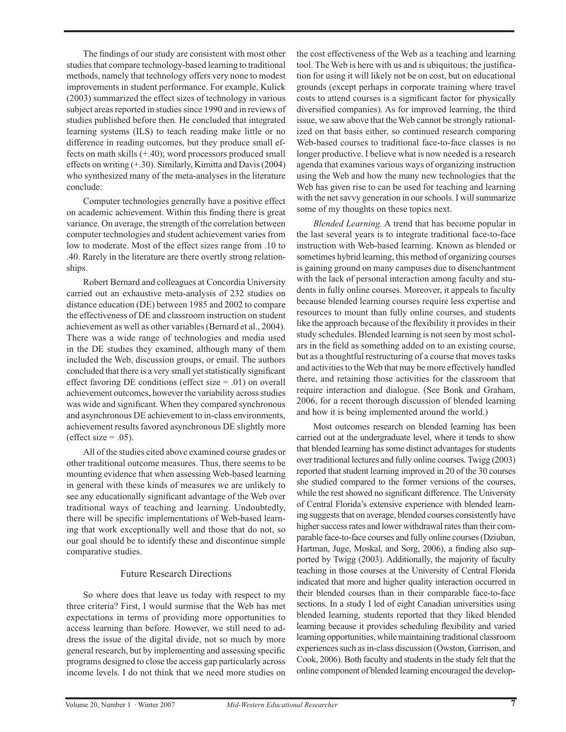The findings of our study are consistent with most other studies that compare technology-based learning to traditional methods, namely that technology offers very none to modest improvements in student performance. For example, Kulick (2003) summarized the effect sizes of technology in various subject areas reported in studies since 1990 and in reviews of studies published before then. He concluded that integrated learning systems (ILS) to teach reading make little or no difference in reading outcomes, but they produce small effects on math skills (+.40); word processors produced small effects on writing (+.30). Similarly, Kimitta and Davis (2004) who synthesized many of the meta-analyses in the literature conclude:

Computer technologies generally have a positive effect on academic achievement. Within this finding there is great variance. On average, the strength of the correlation between computer technologies and student achievement varies from low to moderate. Most of the effect sizes range from .10 to .40. Rarely in the literature are there overtly strong relationships.

Robert Bernard and colleagues at Concordia University carried out an exhaustive meta-analysis of 232 studies on distance education (DE) between 1985 and 2002 to compare the effectiveness of DE and classroom instruction on student achievement as well as other variables (Bernard et al., 2004). There was a wide range of technologies and media used in the DE studies they examined, although many of them included the Web, discussion groups, or email. The authors concluded that there is a very small yet statistically significant effect favoring DE conditions (effect size = .01) on overall achievement outcomes, however the variability across studies was wide and significant. When they compared synchronous and asynchronous DE achievement to in-class environments, achievement results favored asynchronous DE slightly more (effect size = .05).

All of the studies cited above examined course grades or other traditional outcome measures. Thus, there seems to be mounting evidence that when assessing Web-based learning in general with these kinds of measures we are unlikely to see any educationally significant advantage of the Web over traditional ways of teaching and learning. Undoubtedly, there will be specific implementations of Web-based learning that work exceptionally well and those that do not, so our goal should be to identify these and discontinue simple comparative studies.

## Future Research Directions

So where does that leave us today with respect to my three criteria? First, I would surmise that the Web has met expectations in terms of providing more opportunities to access learning than before. However, we still need to address the issue of the digital divide, not so much by more general research, but by implementing and assessing specific programs designed to close the access gap particularly across income levels. I do not think that we need more studies on the cost effectiveness of the Web as a teaching and learning tool. The Web is here with us and is ubiquitous; the justification for using it will likely not be on cost, but on educational grounds (except perhaps in corporate training where travel costs to attend courses is a significant factor for physically diversified companies). As for improved learning, the third issue, we saw above that the Web cannot be strongly rationalized on that basis either, so continued research comparing Web-based courses to traditional face-to-face classes is no longer productive. I believe what is now needed is a research agenda that examines various ways of organizing instruction using the Web and how the many new technologies that the Web has given rise to can be used for teaching and learning with the net savvy generation in our schools. I will summarize some of my thoughts on these topics next.

*Blended Learning.* A trend that has become popular in the last several years is to integrate traditional face-to-face instruction with Web-based learning. Known as blended or sometimes hybrid learning, this method of organizing courses is gaining ground on many campuses due to disenchantment with the lack of personal interaction among faculty and students in fully online courses. Moreover, it appeals to faculty because blended learning courses require less expertise and resources to mount than fully online courses, and students like the approach because of the flexibility it provides in their study schedules. Blended learning is not seen by most scholars in the field as something added on to an existing course, but as a thoughtful restructuring of a course that moves tasks and activities to the Web that may be more effectively handled there, and retaining those activities for the classroom that require interaction and dialogue. (See Bonk and Graham, 2006, for a recent thorough discussion of blended learning and how it is being implemented around the world.)

Most outcomes research on blended learning has been carried out at the undergraduate level, where it tends to show that blended learning has some distinct advantages for students over traditional lectures and fully online courses. Twigg (2003) reported that student learning improved in 20 of the 30 courses she studied compared to the former versions of the courses, while the rest showed no significant difference. The University of Central Florida's extensive experience with blended learning suggests that on average, blended courses consistently have higher success rates and lower withdrawal rates than their comparable face-to-face courses and fully online courses (Dziuban, Hartman, Juge, Moskal, and Sorg, 2006), a finding also supported by Twigg (2003). Additionally, the majority of faculty teaching in those courses at the University of Central Florida indicated that more and higher quality interaction occurred in their blended courses than in their comparable face-to-face sections. In a study I led of eight Canadian universities using blended learning, students reported that they liked blended learning because it provides scheduling flexibility and varied learning opportunities, while maintaining traditional classroom experiences such as in-class discussion (Owston, Garrison, and Cook, 2006). Both faculty and students in the study felt that the online component of blended learning encouraged the develop-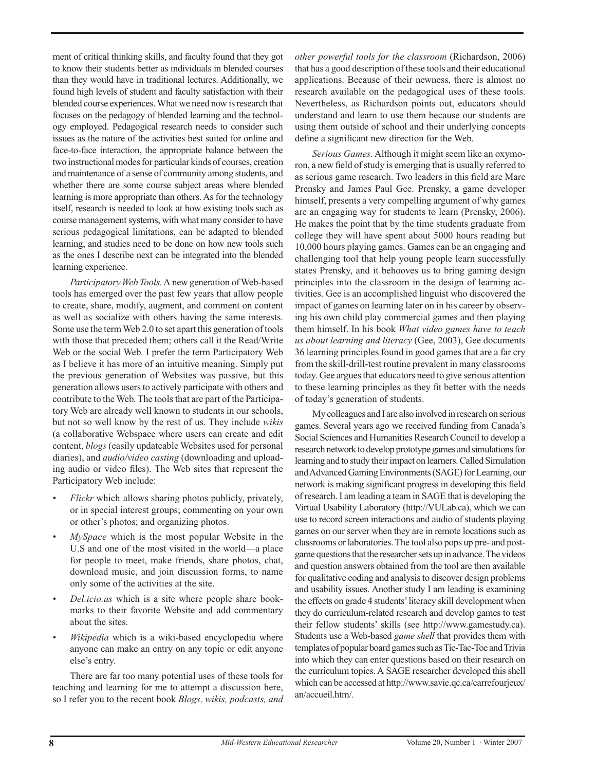ment of critical thinking skills, and faculty found that they got to know their students better as individuals in blended courses than they would have in traditional lectures. Additionally, we found high levels of student and faculty satisfaction with their blended course experiences. What we need now is research that focuses on the pedagogy of blended learning and the technology employed. Pedagogical research needs to consider such issues as the nature of the activities best suited for online and face-to-face interaction, the appropriate balance between the two instructional modes for particular kinds of courses, creation and maintenance of a sense of community among students, and whether there are some course subject areas where blended learning is more appropriate than others. As for the technology itself, research is needed to look at how existing tools such as course management systems, with what many consider to have serious pedagogical limitations, can be adapted to blended learning, and studies need to be done on how new tools such as the ones I describe next can be integrated into the blended learning experience.

*Participatory Web Tools.* A new generation of Web-based tools has emerged over the past few years that allow people to create, share, modify, augment, and comment on content as well as socialize with others having the same interests. Some use the term Web 2.0 to set apart this generation of tools with those that preceded them; others call it the Read/Write Web or the social Web. I prefer the term Participatory Web as I believe it has more of an intuitive meaning. Simply put the previous generation of Websites was passive, but this generation allows users to actively participate with others and contribute to the Web. The tools that are part of the Participatory Web are already well known to students in our schools, but not so well know by the rest of us. They include *wikis* (a collaborative Webspace where users can create and edit content, *blogs* (easily updateable Websites used for personal diaries), and *audio/video casting* (downloading and uploading audio or video files). The Web sites that represent the Participatory Web include:

- *Flickr* which allows sharing photos publicly, privately, or in special interest groups; commenting on your own or other's photos; and organizing photos.
- *MySpace* which is the most popular Website in the U.S and one of the most visited in the world—a place for people to meet, make friends, share photos, chat, download music, and join discussion forms, to name only some of the activities at the site.
- *Del.icio.us* which is a site where people share bookmarks to their favorite Website and add commentary about the sites.
- *Wikipedia* which is a wiki-based encyclopedia where anyone can make an entry on any topic or edit anyone else's entry.

There are far too many potential uses of these tools for teaching and learning for me to attempt a discussion here, so I refer you to the recent book *Blogs, wikis, podcasts, and other powerful tools for the classroom* (Richardson, 2006) that has a good description of these tools and their educational applications. Because of their newness, there is almost no research available on the pedagogical uses of these tools. Nevertheless, as Richardson points out, educators should understand and learn to use them because our students are using them outside of school and their underlying concepts define a significant new direction for the Web.

*Serious Games.* Although it might seem like an oxymoron, a new field of study is emerging that is usually referred to as serious game research. Two leaders in this field are Marc Prensky and James Paul Gee. Prensky, a game developer himself, presents a very compelling argument of why games are an engaging way for students to learn (Prensky, 2006). He makes the point that by the time students graduate from college they will have spent about 5000 hours reading but 10,000 hours playing games. Games can be an engaging and challenging tool that help young people learn successfully states Prensky, and it behooves us to bring gaming design principles into the classroom in the design of learning activities. Gee is an accomplished linguist who discovered the impact of games on learning later on in his career by observing his own child play commercial games and then playing them himself. In his book *What video games have to teach us about learning and literacy* (Gee, 2003), Gee documents 36 learning principles found in good games that are a far cry from the skill-drill-test routine prevalent in many classrooms today. Gee argues that educators need to give serious attention to these learning principles as they fit better with the needs of today's generation of students.

My colleagues and I are also involved in research on serious games. Several years ago we received funding from Canada's Social Sciences and Humanities Research Council to develop a research network to develop prototype games and simulations for learning and to study their impact on learners. Called Simulation and Advanced Gaming Environments (SAGE) for Learning, our network is making significant progress in developing this field of research. I am leading a team in SAGE that is developing the Virtual Usability Laboratory (http://VULab.ca), which we can use to record screen interactions and audio of students playing games on our server when they are in remote locations such as classrooms or laboratories. The tool also pops up pre- and post-game questions that the researcher sets up in advance. The videos and question answers obtained from the tool are then available for qualitative coding and analysis to discover design problems and usability issues. Another study I am leading is examining the effects on grade 4 students' literacy skill development when they do curriculum-related research and develop games to test their fellow students' skills (see http://www.gamestudy.ca). Students use a Web-based *game shell* that provides them with templates of popular board games such as Tic-Tac-Toe and Trivia into which they can enter questions based on their research on the curriculum topics. A SAGE researcher developed this shell which can be accessed at http://www.savie.qc.ca/carrefourjeux/an/accueil.htm/.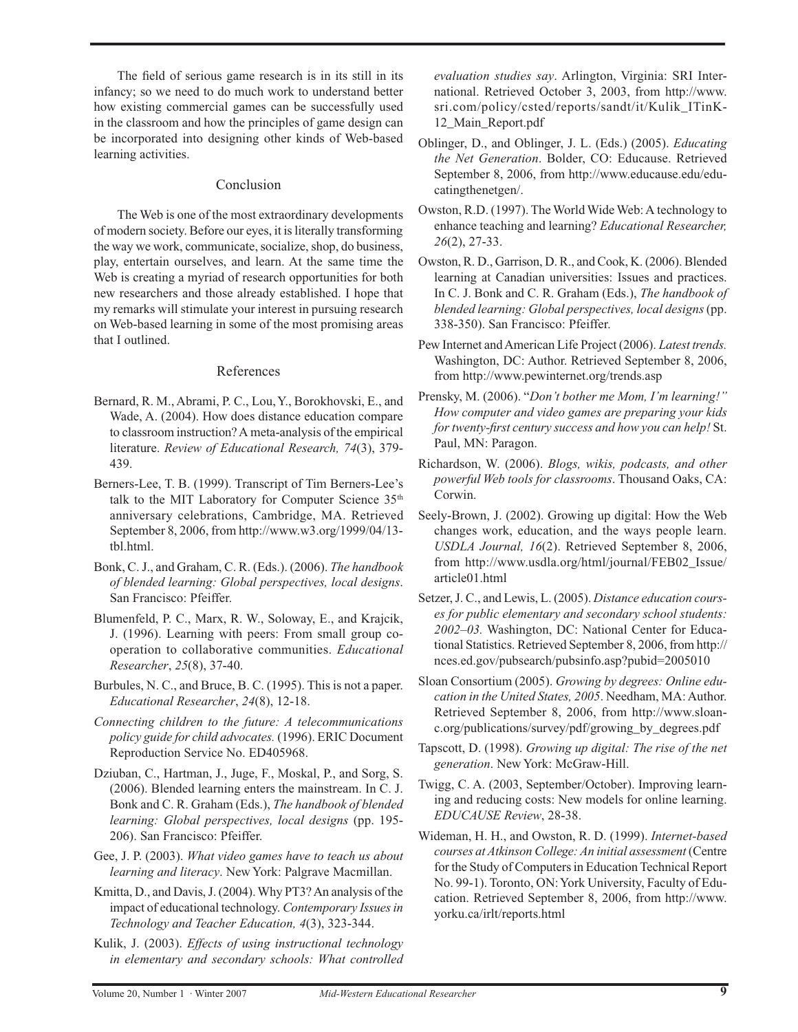The field of serious game research is in its still in its infancy; so we need to do much work to understand better how existing commercial games can be successfully used in the classroom and how the principles of game design can be incorporated into designing other kinds of Web-based learning activities.

## Conclusion

The Web is one of the most extraordinary developments of modern society. Before our eyes, it is literally transforming the way we work, communicate, socialize, shop, do business, play, entertain ourselves, and learn. At the same time the Web is creating a myriad of research opportunities for both new researchers and those already established. I hope that my remarks will stimulate your interest in pursuing research on Web-based learning in some of the most promising areas that I outlined.

## References

Bernard, R. M., Abrami, P. C., Lou, Y., Borokhovski, E., and Wade, A. (2004). How does distance education compare to classroom instruction? A meta-analysis of the empirical literature. *Review of Educational Research, 74*(3), 379-439.

Berners-Lee, T. B. (1999). Transcript of Tim Berners-Lee's talk to the MIT Laboratory for Computer Science 35th anniversary celebrations, Cambridge, MA. Retrieved September 8, 2006, from http://www.w3.org/1999/04/13-tbl.html.

Bonk, C. J., and Graham, C. R. (Eds.). (2006). *The handbook of blended learning: Global perspectives, local designs*. San Francisco: Pfeiffer.

Blumenfeld, P. C., Marx, R. W., Soloway, E., and Krajcik, J. (1996). Learning with peers: From small group cooperation to collaborative communities. *Educational Researcher*, *25*(8), 37-40.

Burbules, N. C., and Bruce, B. C. (1995). This is not a paper. *Educational Researcher*, *24*(8), 12-18.

*Connecting children to the future: A telecommunications policy guide for child advocates.* (1996). ERIC Document Reproduction Service No. ED405968.

Dziuban, C., Hartman, J., Juge, F., Moskal, P., and Sorg, S. (2006). Blended learning enters the mainstream. In C. J. Bonk and C. R. Graham (Eds.), *The handbook of blended learning: Global perspectives, local designs* (pp. 195-206). San Francisco: Pfeiffer.

Gee, J. P. (2003). *What video games have to teach us about learning and literacy*. New York: Palgrave Macmillan.

Kmitta, D., and Davis, J. (2004). Why PT3? An analysis of the impact of educational technology. *Contemporary Issues in Technology and Teacher Education, 4*(3), 323-344.

Kulik, J. (2003). *Effects of using instructional technology in elementary and secondary schools: What controlled evaluation studies say*. Arlington, Virginia: SRI International. Retrieved October 3, 2003, from http://www.sri.com/policy/csted/reports/sandt/it/Kulik_ITinK-12_Main_Report.pdf

Oblinger, D., and Oblinger, J. L. (Eds.) (2005). *Educating the Net Generation*. Bolder, CO: Educause. Retrieved September 8, 2006, from http://www.educause.edu/educatingthenetgen/.

Owston, R.D. (1997). The World Wide Web: A technology to enhance teaching and learning? *Educational Researcher, 26*(2), 27-33.

Owston, R. D., Garrison, D. R., and Cook, K. (2006). Blended learning at Canadian universities: Issues and practices. In C. J. Bonk and C. R. Graham (Eds.), *The handbook of blended learning: Global perspectives, local designs* (pp. 338-350). San Francisco: Pfeiffer.

Pew Internet and American Life Project (2006). *Latest trends.* Washington, DC: Author. Retrieved September 8, 2006, from http://www.pewinternet.org/trends.asp

Prensky, M. (2006). "*Don't bother me Mom, I'm learning!" How computer and video games are preparing your kids for twenty-first century success and how you can help!* St. Paul, MN: Paragon.

Richardson, W. (2006). *Blogs, wikis, podcasts, and other powerful Web tools for classrooms*. Thousand Oaks, CA: Corwin.

Seely-Brown, J. (2002). Growing up digital: How the Web changes work, education, and the ways people learn. *USDLA Journal, 16*(2). Retrieved September 8, 2006, from http://www.usdla.org/html/journal/FEB02_Issue/article01.html

Setzer, J. C., and Lewis, L. (2005). *Distance education courses for public elementary and secondary school students: 2002–03.* Washington, DC: National Center for Educational Statistics. Retrieved September 8, 2006, from http://nces.ed.gov/pubsearch/pubsinfo.asp?pubid=2005010

Sloan Consortium (2005). *Growing by degrees: Online education in the United States, 2005*. Needham, MA: Author. Retrieved September 8, 2006, from http://www.sloan-c.org/publications/survey/pdf/growing_by_degrees.pdf

Tapscott, D. (1998). *Growing up digital: The rise of the net generation*. New York: McGraw-Hill.

Twigg, C. A. (2003, September/October). Improving learning and reducing costs: New models for online learning. *EDUCAUSE Review*, 28-38.

Wideman, H. H., and Owston, R. D. (1999). *Internet-based courses at Atkinson College: An initial assessment* (Centre for the Study of Computers in Education Technical Report No. 99-1). Toronto, ON: York University, Faculty of Education. Retrieved September 8, 2006, from http://www.yorku.ca/irlt/reports.html